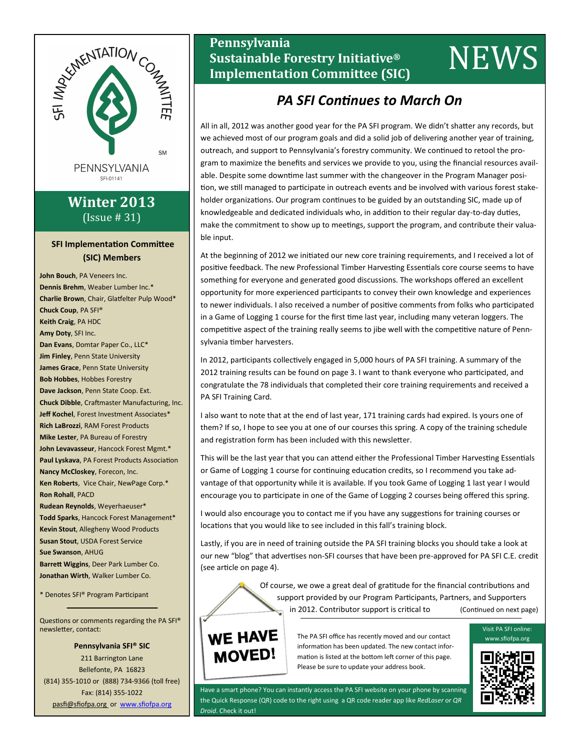# Pennsylvania Sustainable Forestry Initiative® Implementation Committee (SIC) NEWS

SFI IMPLEMENTATION COMMITTEE SM

PENNSYLVANIA

SFI-01141

**Winter 2013**
(Issue # 31)

### SFI Implementation Committee (SIC) Members

**John Bouch**, PA Veneers Inc.
**Dennis Brehm**, Weaber Lumber Inc.*
**Charlie Brown**, Chair, Glatfelter Pulp Wood*
**Chuck Coup**, PA SFI®
**Keith Craig**, PA HDC
**Amy Doty**, SFI Inc.
**Dan Evans**, Domtar Paper Co., LLC*
**Jim Finley**, Penn State University
**James Grace**, Penn State University
**Bob Hobbes**, Hobbes Forestry
**Dave Jackson**, Penn State Coop. Ext.
**Chuck Dibble**, Craftmaster Manufacturing, Inc.
**Jeff Kochel**, Forest Investment Associates*
**Rich LaBrozzi**, RAM Forest Products
**Mike Lester**, PA Bureau of Forestry
**John Levavasseur**, Hancock Forest Mgmt.*
**Paul Lyskava**, PA Forest Products Association
**Nancy McCloskey**, Forecon, Inc.
**Ken Roberts**, Vice Chair, NewPage Corp.*
**Ron Rohall**, PACD
**Rudean Reynolds**, Weyerhaeuser*
**Todd Sparks**, Hancock Forest Management*
**Kevin Stout**, Allegheny Wood Products
**Susan Stout**, USDA Forest Service
**Sue Swanson**, AHUG
**Barrett Wiggins**, Deer Park Lumber Co.
**Jonathan Wirth**, Walker Lumber Co.

* Denotes SFI® Program Participant

Questions or comments regarding the PA SFI® newsletter, contact:

**Pennsylvania SFI® SIC**
211 Barrington Lane
Bellefonte, PA 16823
(814) 355-1010 or (888) 734-9366 (toll free)
Fax: (814) 355-1022
pasfi@sfiofpa.org or www.sfiofpa.org

## *PA SFI Continues to March On*

All in all, 2012 was another good year for the PA SFI program. We didn't shatter any records, but we achieved most of our program goals and did a solid job of delivering another year of training, outreach, and support to Pennsylvania's forestry community. We continued to retool the program to maximize the benefits and services we provide to you, using the financial resources available. Despite some downtime last summer with the changeover in the Program Manager position, we still managed to participate in outreach events and be involved with various forest stakeholder organizations. Our program continues to be guided by an outstanding SIC, made up of knowledgeable and dedicated individuals who, in addition to their regular day-to-day duties, make the commitment to show up to meetings, support the program, and contribute their valuable input.

At the beginning of 2012 we initiated our new core training requirements, and I received a lot of positive feedback. The new Professional Timber Harvesting Essentials core course seems to have something for everyone and generated good discussions. The workshops offered an excellent opportunity for more experienced participants to convey their own knowledge and experiences to newer individuals. I also received a number of positive comments from folks who participated in a Game of Logging 1 course for the first time last year, including many veteran loggers. The competitive aspect of the training really seems to jibe well with the competitive nature of Pennsylvania timber harvesters.

In 2012, participants collectively engaged in 5,000 hours of PA SFI training. A summary of the 2012 training results can be found on page 3. I want to thank everyone who participated, and congratulate the 78 individuals that completed their core training requirements and received a PA SFI Training Card.

I also want to note that at the end of last year, 171 training cards had expired. Is yours one of them? If so, I hope to see you at one of our courses this spring. A copy of the training schedule and registration form has been included with this newsletter.

This will be the last year that you can attend either the Professional Timber Harvesting Essentials or Game of Logging 1 course for continuing education credits, so I recommend you take advantage of that opportunity while it is available. If you took Game of Logging 1 last year I would encourage you to participate in one of the Game of Logging 2 courses being offered this spring.

I would also encourage you to contact me if you have any suggestions for training courses or locations that you would like to see included in this fall's training block.

Lastly, if you are in need of training outside the PA SFI training blocks you should take a look at our new "blog" that advertises non-SFI courses that have been pre-approved for PA SFI C.E. credit (see article on page 4).

Of course, we owe a great deal of gratitude for the financial contributions and support provided by our Program Participants, Partners, and Supporters in 2012. Contributor support is critical to (Continued on next page)

**WE HAVE MOVED!**

The PA SFI office has recently moved and our contact information has been updated. The new contact information is listed at the bottom left corner of this page. Please be sure to update your address book.

Visit PA SFI online: www.sfiofpa.org

Have a smart phone? You can instantly access the PA SFI website on your phone by scanning the Quick Response (QR) code to the right using a QR code reader app like *RedLaser* or *QR Droid*. Check it out!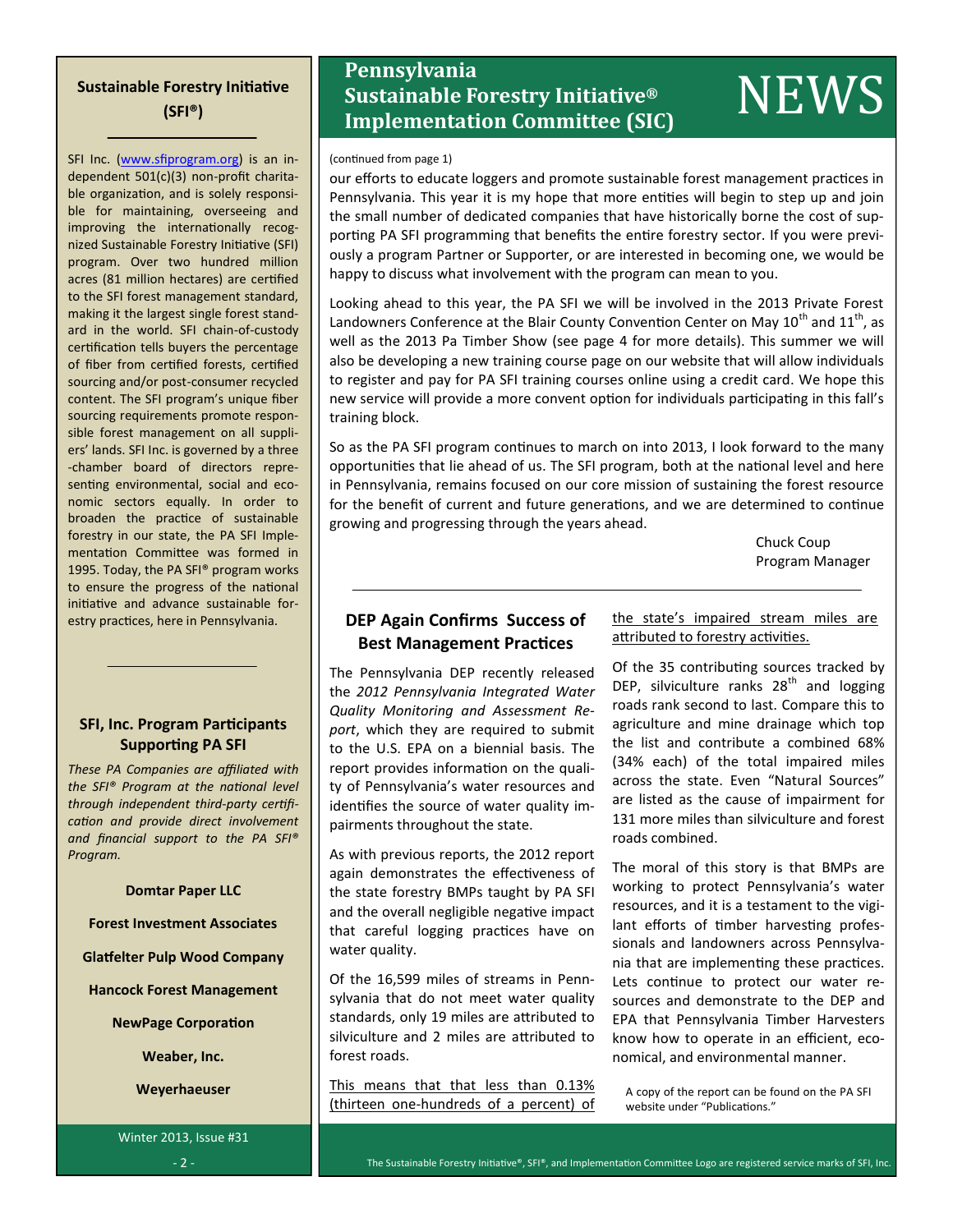# Pennsylvania Sustainable Forestry Initiative® Implementation Committee (SIC) NEWS

(continued from page 1)

our efforts to educate loggers and promote sustainable forest management practices in Pennsylvania. This year it is my hope that more entities will begin to step up and join the small number of dedicated companies that have historically borne the cost of supporting PA SFI programming that benefits the entire forestry sector. If you were previously a program Partner or Supporter, or are interested in becoming one, we would be happy to discuss what involvement with the program can mean to you.

Looking ahead to this year, the PA SFI we will be involved in the 2013 Private Forest Landowners Conference at the Blair County Convention Center on May 10th and 11th, as well as the 2013 Pa Timber Show (see page 4 for more details). This summer we will also be developing a new training course page on our website that will allow individuals to register and pay for PA SFI training courses online using a credit card. We hope this new service will provide a more convent option for individuals participating in this fall's training block.

So as the PA SFI program continues to march on into 2013, I look forward to the many opportunities that lie ahead of us. The SFI program, both at the national level and here in Pennsylvania, remains focused on our core mission of sustaining the forest resource for the benefit of current and future generations, and we are determined to continue growing and progressing through the years ahead.

Chuck Coup
Program Manager

---

## DEP Again Confirms Success of Best Management Practices

The Pennsylvania DEP recently released the *2012 Pennsylvania Integrated Water Quality Monitoring and Assessment Report*, which they are required to submit to the U.S. EPA on a biennial basis. The report provides information on the quality of Pennsylvania's water resources and identifies the source of water quality impairments throughout the state.

As with previous reports, the 2012 report again demonstrates the effectiveness of the state forestry BMPs taught by PA SFI and the overall negligible negative impact that careful logging practices have on water quality.

Of the 16,599 miles of streams in Pennsylvania that do not meet water quality standards, only 19 miles are attributed to silviculture and 2 miles are attributed to forest roads.

<u>This means that that less than 0.13% (thirteen one-hundreds of a percent) of the state's impaired stream miles are attributed to forestry activities.</u>

Of the 35 contributing sources tracked by DEP, silviculture ranks 28th and logging roads rank second to last. Compare this to agriculture and mine drainage which top the list and contribute a combined 68% (34% each) of the total impaired miles across the state. Even "Natural Sources" are listed as the cause of impairment for 131 more miles than silviculture and forest roads combined.

The moral of this story is that BMPs are working to protect Pennsylvania's water resources, and it is a testament to the vigilant efforts of timber harvesting professionals and landowners across Pennsylvania that are implementing these practices. Lets continue to protect our water resources and demonstrate to the DEP and EPA that Pennsylvania Timber Harvesters know how to operate in an efficient, economical, and environmental manner.

A copy of the report can be found on the PA SFI website under "Publications."

---

### Sustainable Forestry Initiative (SFI®)

SFI Inc. (www.sfiprogram.org) is an independent 501(c)(3) non-profit charitable organization, and is solely responsible for maintaining, overseeing and improving the internationally recognized Sustainable Forestry Initiative (SFI) program. Over two hundred million acres (81 million hectares) are certified to the SFI forest management standard, making it the largest single forest standard in the world. SFI chain-of-custody certification tells buyers the percentage of fiber from certified forests, certified sourcing and/or post-consumer recycled content. The SFI program's unique fiber sourcing requirements promote responsible forest management on all suppliers' lands. SFI Inc. is governed by a three-chamber board of directors representing environmental, social and economic sectors equally. In order to broaden the practice of sustainable forestry in our state, the PA SFI Implementation Committee was formed in 1995. Today, the PA SFI® program works to ensure the progress of the national initiative and advance sustainable forestry practices, here in Pennsylvania.

### SFI, Inc. Program Participants Supporting PA SFI

*These PA Companies are affiliated with the SFI® Program at the national level through independent third-party certification and provide direct involvement and financial support to the PA SFI® Program.*

**Domtar Paper LLC**

**Forest Investment Associates**

**Glatfelter Pulp Wood Company**

**Hancock Forest Management**

**NewPage Corporation**

**Weaber, Inc.**

**Weyerhaeuser**

Winter 2013, Issue #31

The Sustainable Forestry Initiative®, SFI®, and Implementation Committee Logo are registered service marks of SFI, Inc.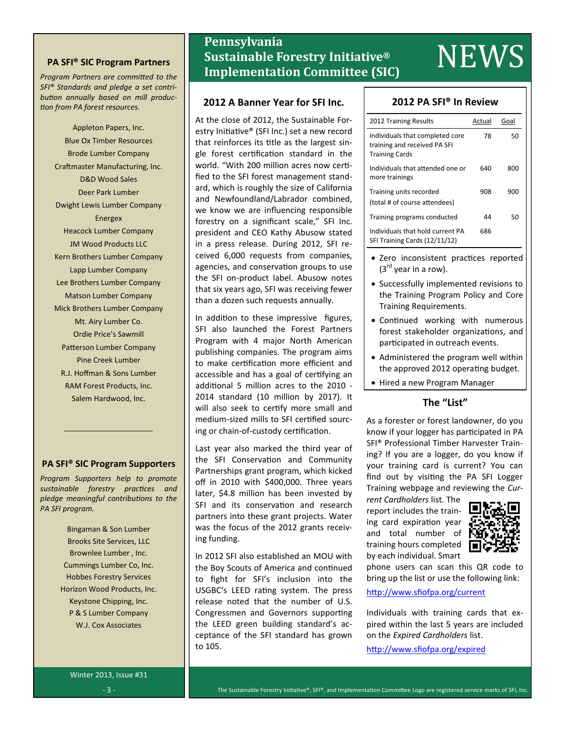# Pennsylvania Sustainable Forestry Initiative® Implementation Committee (SIC) NEWS

## 2012 A Banner Year for SFI Inc.

At the close of 2012, the Sustainable Forestry Initiative® (SFI Inc.) set a new record that reinforces its title as the largest single forest certification standard in the world. "With 200 million acres now certified to the SFI forest management standard, which is roughly the size of California and Newfoundland/Labrador combined, we know we are influencing responsible forestry on a significant scale," SFI Inc. president and CEO Kathy Abusow stated in a press release. During 2012, SFI received 6,000 requests from companies, agencies, and conservation groups to use the SFI on-product label. Abusow notes that six years ago, SFI was receiving fewer than a dozen such requests annually.

In addition to these impressive figures, SFI also launched the Forest Partners Program with 4 major North American publishing companies. The program aims to make certification more efficient and accessible and has a goal of certifying an additional 5 million acres to the 2010 - 2014 standard (10 million by 2017). It will also seek to certify more small and medium-sized mills to SFI certified sourcing or chain-of-custody certification.

Last year also marked the third year of the SFI Conservation and Community Partnerships grant program, which kicked off in 2010 with $400,000. Three years later, $4.8 million has been invested by SFI and its conservation and research partners into these grant projects. Water was the focus of the 2012 grants receiving funding.

In 2012 SFI also established an MOU with the Boy Scouts of America and continued to fight for SFI's inclusion into the USGBC's LEED rating system. The press release noted that the number of U.S. Congressmen and Governors supporting the LEED green building standard's acceptance of the SFI standard has grown to 105.

## 2012 PA SFI® In Review

| 2012 Training Results | Actual | Goal |
|---|---|---|
| Individuals that completed core training and received PA SFI Training Cards | 78 | 50 |
| Individuals that attended one or more trainings | 640 | 800 |
| Training units recorded (total # of course attendees) | 908 | 900 |
| Training programs conducted | 44 | 50 |
| Individuals that hold current PA SFI Training Cards (12/11/12) | 686 | |

- Zero inconsistent practices reported (3rd year in a row).
- Successfully implemented revisions to the Training Program Policy and Core Training Requirements.
- Continued working with numerous forest stakeholder organizations, and participated in outreach events.
- Administered the program well within the approved 2012 operating budget.
- Hired a new Program Manager

## The "List"

As a forester or forest landowner, do you know if your logger has participated in PA SFI® Professional Timber Harvester Training? If you are a logger, do you know if your training card is current? You can find out by visiting the PA SFI Logger Training webpage and reviewing the *Current Cardholders* list. The report includes the training card expiration year and total number of training hours completed by each individual. Smart phone users can scan this QR code to bring up the list or use the following link:

http://www.sfiofpa.org/current

Individuals with training cards that expired within the last 5 years are included on the *Expired Cardholders* list.

http://www.sfiofpa.org/expired

## PA SFI® SIC Program Partners

*Program Partners are committed to the SFI® Standards and pledge a set contribution annually based on mill production from PA forest resources.*

Appleton Papers, Inc.
Blue Ox Timber Resources
Brode Lumber Company
Craftmaster Manufacturing, Inc.
D&D Wood Sales
Deer Park Lumber
Dwight Lewis Lumber Company
Energex
Heacock Lumber Company
JM Wood Products LLC
Kern Brothers Lumber Company
Lapp Lumber Company
Lee Brothers Lumber Company
Matson Lumber Company
Mick Brothers Lumber Company
Mt. Airy Lumber Co.
Ordie Price's Sawmill
Patterson Lumber Company
Pine Creek Lumber
R.J. Hoffman & Sons Lumber
RAM Forest Products, Inc.
Salem Hardwood, Inc.

## PA SFI® SIC Program Supporters

*Program Supporters help to promote sustainable forestry practices and pledge meaningful contributions to the PA SFI program.*

Bingaman & Son Lumber
Brooks Site Services, LLC
Brownlee Lumber , Inc.
Cummings Lumber Co, Inc.
Hobbes Forestry Services
Horizon Wood Products, Inc.
Keystone Chipping, Inc.
P & S Lumber Company
W.J. Cox Associates

The Sustainable Forestry Initiative®, SFI®, and Implementation Committee Logo are registered service marks of SFI, Inc.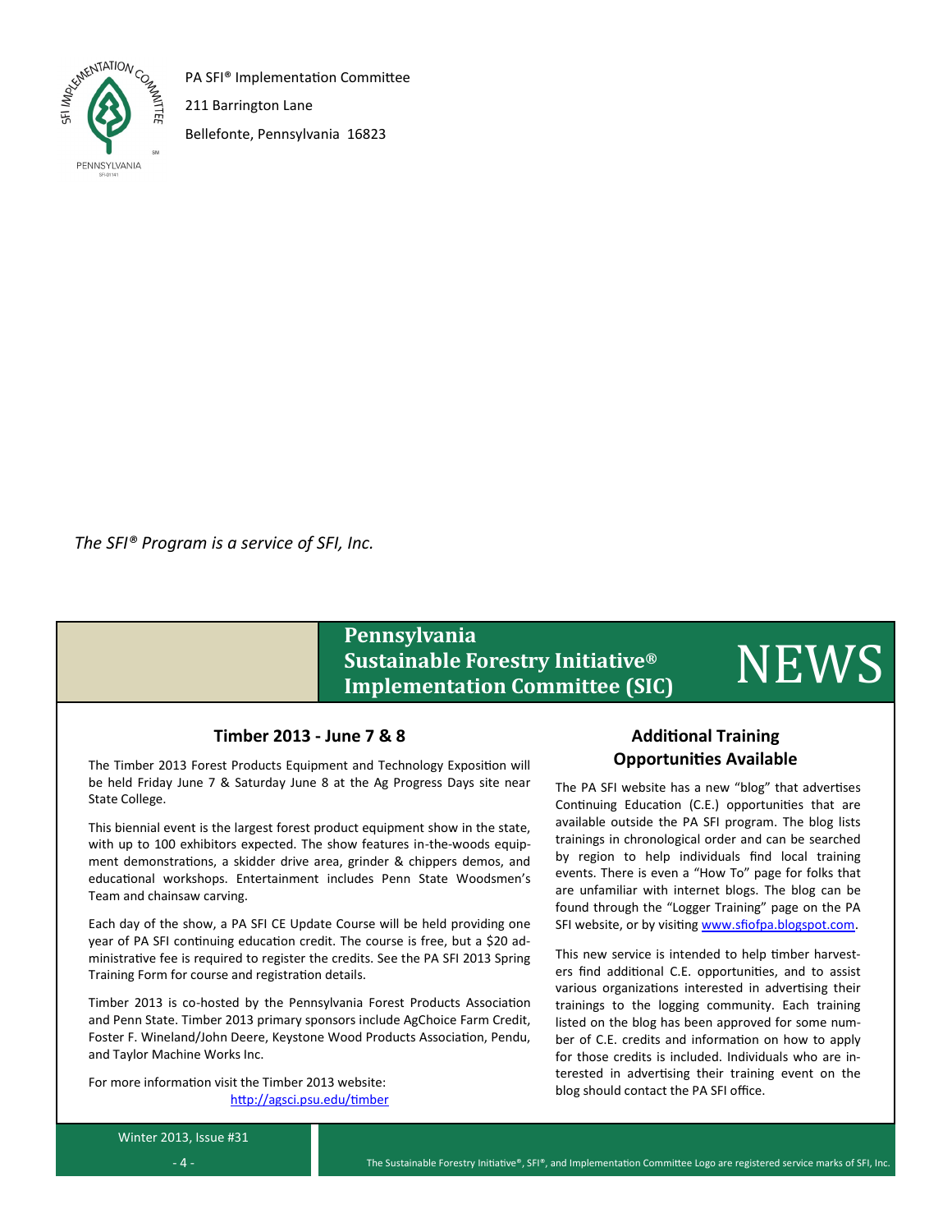PA SFI® Implementation Committee

211 Barrington Lane

Bellefonte, Pennsylvania 16823

*The SFI® Program is a service of SFI, Inc.*

# Pennsylvania Sustainable Forestry Initiative® Implementation Committee (SIC) NEWS

## Timber 2013 - June 7 & 8

The Timber 2013 Forest Products Equipment and Technology Exposition will be held Friday June 7 & Saturday June 8 at the Ag Progress Days site near State College.

This biennial event is the largest forest product equipment show in the state, with up to 100 exhibitors expected. The show features in-the-woods equipment demonstrations, a skidder drive area, grinder & chippers demos, and educational workshops. Entertainment includes Penn State Woodsmen's Team and chainsaw carving.

Each day of the show, a PA SFI CE Update Course will be held providing one year of PA SFI continuing education credit. The course is free, but a $20 administrative fee is required to register the credits. See the PA SFI 2013 Spring Training Form for course and registration details.

Timber 2013 is co-hosted by the Pennsylvania Forest Products Association and Penn State. Timber 2013 primary sponsors include AgChoice Farm Credit, Foster F. Wineland/John Deere, Keystone Wood Products Association, Pendu, and Taylor Machine Works Inc.

For more information visit the Timber 2013 website: http://agsci.psu.edu/timber

## Additional Training Opportunities Available

The PA SFI website has a new "blog" that advertises Continuing Education (C.E.) opportunities that are available outside the PA SFI program. The blog lists trainings in chronological order and can be searched by region to help individuals find local training events. There is even a "How To" page for folks that are unfamiliar with internet blogs. The blog can be found through the "Logger Training" page on the PA SFI website, or by visiting www.sfiofpa.blogspot.com.

This new service is intended to help timber harvesters find additional C.E. opportunities, and to assist various organizations interested in advertising their trainings to the logging community. Each training listed on the blog has been approved for some number of C.E. credits and information on how to apply for those credits is included. Individuals who are interested in advertising their training event on the blog should contact the PA SFI office.

The Sustainable Forestry Initiative®, SFI®, and Implementation Committee Logo are registered service marks of SFI, Inc.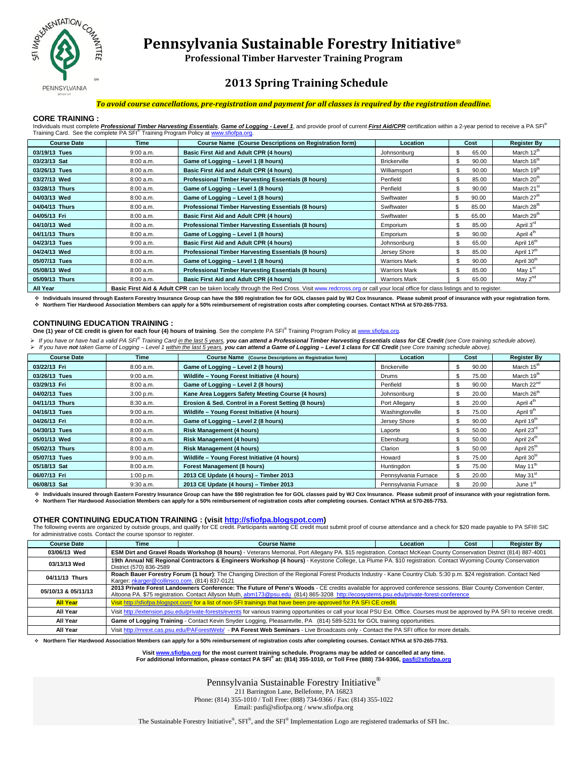# Pennsylvania Sustainable Forestry Initiative®

**Professional Timber Harvester Training Program**

## 2013 Spring Training Schedule

***To avoid course cancellations, pre-registration and payment for all classes is required by the registration deadline.***

### CORE TRAINING :

Individuals must complete ***Professional Timber Harvesting Essentials***, ***Game of Logging - Level 1***, and provide proof of current ***First Aid/CPR*** certification within a 2-year period to receive a PA SFI® Training Card. See the complete PA SFI® Training Program Policy at www.sfiofpa.org.

| Course Date | Time | Course Name (Course Descriptions on Registration form) | Location | Cost | Register By |
|---|---|---|---|---|---|
| 03/19/13 Tues | 9:00 a.m. | **Basic First Aid and Adult CPR (4 hours)** | Johnsonburg | $ 65.00 | March 12th |
| 03/23/13 Sat | 8:00 a.m. | **Game of Logging – Level 1 (8 hours)** | Brickerville | $ 90.00 | March 16th |
| 03/26/13 Tues | 8:00 a.m. | **Basic First Aid and Adult CPR (4 hours)** | Williamsport | $ 90.00 | March 19th |
| 03/27/13 Wed | 8:00 a.m. | **Professional Timber Harvesting Essentials (8 hours)** | Penfield | $ 85.00 | March 20th |
| 03/28/13 Thurs | 8:00 a.m. | **Game of Logging – Level 1 (8 hours)** | Penfield | $ 90.00 | March 21st |
| 04/03/13 Wed | 8:00 a.m. | **Game of Logging – Level 1 (8 hours)** | Swiftwater | $ 90.00 | March 27th |
| 04/04/13 Thurs | 8:00 a.m. | **Professional Timber Harvesting Essentials (8 hours)** | Swiftwater | $ 85.00 | March 28th |
| 04/05/13 Fri | 8:00 a.m. | **Basic First Aid and Adult CPR (4 hours)** | Swiftwater | $ 65.00 | March 29th |
| 04/10/13 Wed | 8:00 a.m. | **Professional Timber Harvesting Essentials (8 hours)** | Emporium | $ 85.00 | April 3rd |
| 04/11/13 Thurs | 8:00 a.m. | **Game of Logging – Level 1 (8 hours)** | Emporium | $ 90.00 | April 4th |
| 04/23/13 Tues | 9:00 a.m. | **Basic First Aid and Adult CPR (4 hours)** | Johnsonburg | $ 65.00 | April 16th |
| 04/24/13 Wed | 8:00 a.m. | **Professional Timber Harvesting Essentials (8 hours)** | Jersey Shore | $ 85.00 | April 17th |
| 05/07/13 Tues | 8:00 a.m. | **Game of Logging – Level 1 (8 hours)** | Warriors Mark | $ 90.00 | April 30th |
| 05/08/13 Wed | 8:00 a.m. | **Professional Timber Harvesting Essentials (8 hours)** | Warriors Mark | $ 85.00 | May 1st |
| 05/09/13 Thurs | 8:00 a.m. | **Basic First Aid and Adult CPR (4 hours)** | Warriors Mark | $ 65.00 | May 2nd |
| **All Year** | **Basic First Aid & Adult CPR** can be taken locally through the Red Cross. Visit www.redcross.org or call your local office for class listings and to register. | | | | |

- **Individuals insured through Eastern Forestry Insurance Group can have the $90 registration fee for GOL classes paid by WJ Cox Insurance. Please submit proof of insurance with your registration form.**
- **Northern Tier Hardwood Association Members can apply for a 50% reimbursement of registration costs after completing courses. Contact NTHA at 570-265-7753.**

### CONTINUING EDUCATION TRAINING :

**One (1) year of CE credit is given for each four (4) hours of training**. See the complete PA SFI® Training Program Policy at www.sfiofpa.org.

- *If you have or have had a valid PA SFI® Training Card in the last 5 years, **you can attend a Professional Timber Harvesting Essentials class for CE Credit** (see Core training schedule above).*
- *If you have **not** taken Game of Logging – Level 1 within the last 5 years, **you can attend a Game of Logging – Level 1 class for CE Credit** (see Core training schedule above).*

| Course Date | Time | Course Name (Course Descriptions on Registration form) | Location | Cost | Register By |
|---|---|---|---|---|---|
| 03/22/13 Fri | 8:00 a.m. | **Game of Logging – Level 2 (8 hours)** | Brickerville | $ 90.00 | March 15th |
| 03/26/13 Tues | 9:00 a.m. | **Wildlife – Young Forest Initiative (4 hours)** | Drums | $ 75.00 | March 19th |
| 03/29/13 Fri | 8:00 a.m. | **Game of Logging – Level 2 (8 hours)** | Penfield | $ 90.00 | March 22nd |
| 04/02/13 Tues | 3:00 p.m. | **Kane Area Loggers Safety Meeting Course (4 hours)** | Johnsonburg | $ 20.00 | March 26th |
| 04/11/13 Thurs | 8:30 a.m. | **Erosion & Sed. Control in a Forest Setting (8 hours)** | Port Allegany | $ 20.00 | April 4th |
| 04/16/13 Tues | 9:00 a.m. | **Wildlife – Young Forest Initiative (4 hours)** | Washingtonville | $ 75.00 | April 9th |
| 04/26/13 Fri | 8:00 a.m. | **Game of Logging – Level 2 (8 hours)** | Jersey Shore | $ 90.00 | April 19th |
| 04/30/13 Tues | 8:00 a.m. | **Risk Management (4 hours)** | Laporte | $ 50.00 | April 23rd |
| 05/01/13 Wed | 8:00 a.m. | **Risk Management (4 hours)** | Ebensburg | $ 50.00 | April 24th |
| 05/02/13 Thurs | 8:00 a.m. | **Risk Management (4 hours)** | Clarion | $ 50.00 | April 25th |
| 05/07/13 Tues | 9:00 a.m. | **Wildlife – Young Forest Initiative (4 hours)** | Howard | $ 75.00 | April 30th |
| 05/18/13 Sat | 8:00 a.m. | **Forest Management (8 hours)** | Huntingdon | $ 75.00 | May 11th |
| 06/07/13 Fri | 1:00 p.m. | **2013 CE Update (4 hours) – Timber 2013** | Pennsylvania Furnace | $ 20.00 | May 31st |
| 06/08/13 Sat | 9:30 a.m. | **2013 CE Update (4 hours) – Timber 2013** | Pennsylvania Furnace | $ 20.00 | June 1st |

- **Individuals insured through Eastern Forestry Insurance Group can have the $90 registration fee for GOL classes paid by WJ Cox Insurance. Please submit proof of insurance with your registration form.**
- **Northern Tier Hardwood Association Members can apply for a 50% reimbursement of registration costs after completing courses. Contact NTHA at 570-265-7753.**

### OTHER CONTINUING EDUCATION TRAINING : (visit http://sfiofpa.blogspot.com)

The following events are organized by outside groups, and qualify for CE credit. Participants wanting CE credit must submit proof of course attendance and a check for $20 made payable to PA SFI® SIC for administrative costs. Contact the course sponsor to register.

| Course Date | Time | Course Name | Location | Cost | Register By |
|---|---|---|---|---|---|
| 03/06/13 Wed | **ESM Dirt and Gravel Roads Workshop (8 hours)** - Veterans Memorial, Port Allegany PA. $15 registration. Contact McKean County Conservation District (814) 887-4001 | | | | |
| 03/13/13 Wed | **19th Annual NE Regional Contractors & Engineers Workshop (4 hours)** - Keystone College, La Plume PA. $10 registration. Contact Wyoming County Conservation District (570) 836-2589 | | | | |
| 04/11/13 Thurs | **Roach Bauer Forestry Forum (1 hour)**: The Changing Direction of the Regional Forest Products Industry - Kane Country Club. 5:30 p.m. $24 registration. Contact Ned Karger: nkarger@collinsco.com, (814) 837-0121 | | | | |
| 05/10/13 & 05/11/13 | **2013 Private Forest Landowners Conference: The Future of Penn's Woods** - CE credits available for approved conference sessions. Blair County Convention Center, Altoona PA. $75 registration. Contact Allyson Muth, abm173@psu.edu (814) 865-3208 http://ecosystems.psu.edu/private-forest-conference | | | | |
| **All Year** | Visit http://sfiofpa.blogspot.com/ for a list of non-SFI trainings that have been pre-approved for PA SFI CE credit. | | | | |
| All Year | Visit http://extension.psu.edu/private-forests/events for various training opportunities or call your local PSU Ext. Office. Courses must be approved by PA SFI to receive credit. | | | | |
| All Year | **Game of Logging Training** - Contact Kevin Snyder Logging, Pleasantville, PA (814) 589-5231 for GOL training opportunities. | | | | |
| All Year | Visit http://rnrext.cas.psu.edu/PAForestWeb/ - **PA Forest Web Seminars** - Live Broadcasts only - Contact the PA SFI office for more details. | | | | |

- **Northern Tier Hardwood Association Members can apply for a 50% reimbursement of registration costs after completing courses. Contact NTHA at 570-265-7753.**

**Visit www.sfiofpa.org for the most current training schedule. Programs may be added or cancelled at any time.**
**For additional Information, please contact PA SFI® at: (814) 355-1010, or Toll Free (888) 734-9366, pasfi@sfiofpa.org**

Pennsylvania Sustainable Forestry Initiative®
211 Barrington Lane, Bellefonte, PA 16823
Phone: (814) 355-1010 / Toll Free: (888) 734-9366 / Fax: (814) 355-1022
Email: pasfi@sfiofpa.org / www.sfiofpa.org

The Sustainable Forestry Initiative®, SFI®, and the SFI® Implementation Logo are registered trademarks of SFI Inc.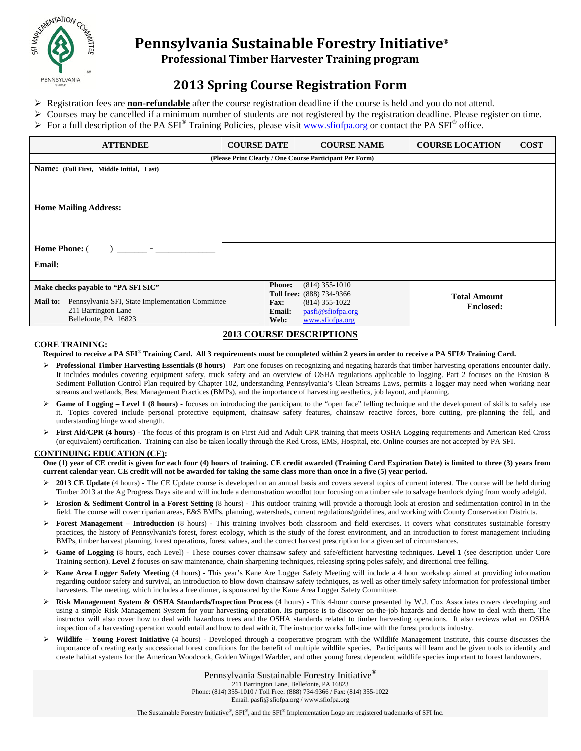# Pennsylvania Sustainable Forestry Initiative®

## Professional Timber Harvester Training program

## 2013 Spring Course Registration Form

- Registration fees are **non-refundable** after the course registration deadline if the course is held and you do not attend.
- Courses may be cancelled if a minimum number of students are not registered by the registration deadline. Please register on time.
- For a full description of the PA SFI® Training Policies, please visit www.sfiofpa.org or contact the PA SFI® office.

| ATTENDEE | COURSE DATE | COURSE NAME | COURSE LOCATION | COST |
|---|---|---|---|---|
| (Please Print Clearly / One Course Participant Per Form) | | | | |
| **Name:** (Full First, Middle Initial, Last) | | | | |
| **Home Mailing Address:** | | | | |
| **Home Phone:** ( ) _______ - _____________ **Email:** | | | | |
| Make checks payable to "PA SFI SIC" **Mail to:** Pennsylvania SFI, State Implementation Committee, 211 Barrington Lane, Bellefonte, PA 16823 | **Phone:** (814) 355-1010 **Toll free:** (888) 734-9366 **Fax:** (814) 355-1022 **Email:** pasfi@sfiofpa.org **Web:** www.sfiofpa.org | | **Total Amount Enclosed:** | |

## 2013 COURSE DESCRIPTIONS

### CORE TRAINING:

**Required to receive a PA SFI® Training Card. All 3 requirements must be completed within 2 years in order to receive a PA SFI® Training Card.**

- **Professional Timber Harvesting Essentials (8 hours)** – Part one focuses on recognizing and negating hazards that timber harvesting operations encounter daily. It includes modules covering equipment safety, truck safety and an overview of OSHA regulations applicable to logging. Part 2 focuses on the Erosion & Sediment Pollution Control Plan required by Chapter 102, understanding Pennsylvania's Clean Streams Laws, permits a logger may need when working near streams and wetlands, Best Management Practices (BMPs), and the importance of harvesting aesthetics, job layout, and planning.
- **Game of Logging – Level 1 (8 hours)** - focuses on introducing the participant to the "open face" felling technique and the development of skills to safely use it. Topics covered include personal protective equipment, chainsaw safety features, chainsaw reactive forces, bore cutting, pre-planning the fell, and understanding hinge wood strength.
- **First Aid/CPR (4 hours)** - The focus of this program is on First Aid and Adult CPR training that meets OSHA Logging requirements and American Red Cross (or equivalent) certification. Training can also be taken locally through the Red Cross, EMS, Hospital, etc. Online courses are not accepted by PA SFI.

### CONTINUING EDUCATION (CE):

**One (1) year of CE credit is given for each four (4) hours of training. CE credit awarded (Training Card Expiration Date) is limited to three (3) years from current calendar year. CE credit will not be awarded for taking the same class more than once in a five (5) year period.**

- **2013 CE Update** (4 hours) **-** The CE Update course is developed on an annual basis and covers several topics of current interest. The course will be held during Timber 2013 at the Ag Progress Days site and will include a demonstration woodlot tour focusing on a timber sale to salvage hemlock dying from wooly adelgid.
- **Erosion & Sediment Control in a Forest Setting** (8 hours) - This outdoor training will provide a thorough look at erosion and sedimentation control in in the field. The course will cover riparian areas, E&S BMPs, planning, watersheds, current regulations/guidelines, and working with County Conservation Districts.
- **Forest Management – Introduction** (8 hours) - This training involves both classroom and field exercises. It covers what constitutes sustainable forestry practices, the history of Pennsylvania's forest, forest ecology, which is the study of the forest environment, and an introduction to forest management including BMPs, timber harvest planning, forest operations, forest values, and the correct harvest prescription for a given set of circumstances.
- **Game of Logging** (8 hours, each Level) - These courses cover chainsaw safety and safe/efficient harvesting techniques. **Level 1** (see description under Core Training section). **Level 2** focuses on saw maintenance, chain sharpening techniques, releasing spring poles safely, and directional tree felling.
- **Kane Area Logger Safety Meeting** (4 hours) - This year's Kane Are Logger Safety Meeting will include a 4 hour workshop aimed at providing information regarding outdoor safety and survival, an introduction to blow down chainsaw safety techniques, as well as other timely safety information for professional timber harvesters. The meeting, which includes a free dinner, is sponsored by the Kane Area Logger Safety Committee.
- **Risk Management System & OSHA Standards/Inspection Process** (4 hours) - This 4-hour course presented by W.J. Cox Associates covers developing and using a simple Risk Management System for your harvesting operation. Its purpose is to discover on-the-job hazards and decide how to deal with them. The instructor will also cover how to deal with hazardous trees and the OSHA standards related to timber harvesting operations. It also reviews what an OSHA inspection of a harvesting operation would entail and how to deal with it. The instructor works full-time with the forest products industry.
- **Wildlife – Young Forest Initiative** (4 hours) - Developed through a cooperative program with the Wildlife Management Institute, this course discusses the importance of creating early successional forest conditions for the benefit of multiple wildlife species. Participants will learn and be given tools to identify and create habitat systems for the American Woodcock, Golden Winged Warbler, and other young forest dependent wildlife species important to forest landowners.

Pennsylvania Sustainable Forestry Initiative®
211 Barrington Lane, Bellefonte, PA 16823
Phone: (814) 355-1010 / Toll Free: (888) 734-9366 / Fax: (814) 355-1022
Email: pasfi@sfiofpa.org / www.sfiofpa.org

The Sustainable Forestry Initiative®, SFI®, and the SFI® Implementation Logo are registered trademarks of SFI Inc.